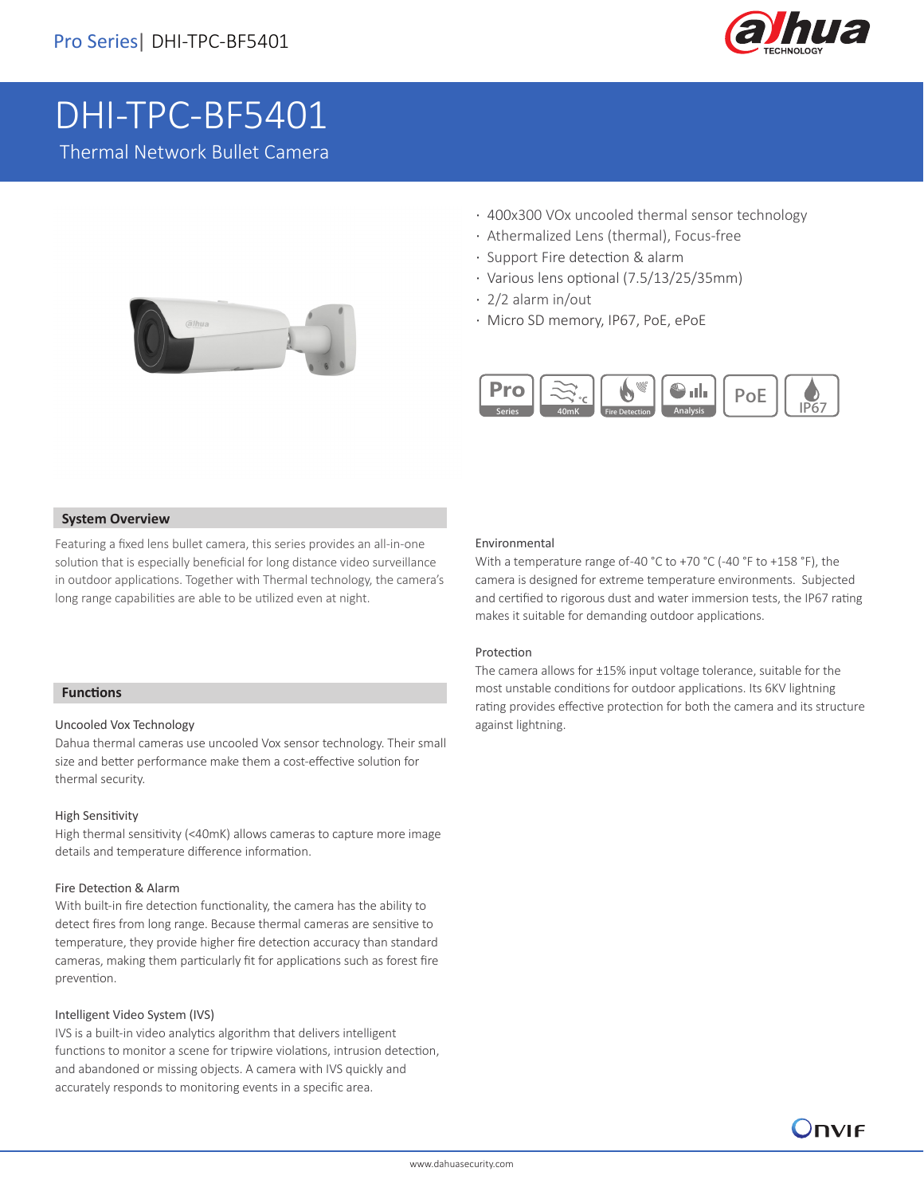# DHI-TPC-BF5401

Thermal Network Bullet Camera

- 400x300 VOx uncooled thermal sensor technology
- Athermalized Lens (thermal), Focus-free
- Support Fire detection & alarm
- Various lens optional (7.5/13/25/35mm)
- 2/2 alarm in/out
- Micro SD memory, IP67, PoE, ePoE

## System Overview

Featuring a fixed lens bullet camera, this series provides an all-in-one solution that is especially beneficial for long distance video surveillance in outdoor applications. Together with Thermal technology, the camera's long range capabilities are able to be utilized even at night.

## Functions

### Uncooled Vox Technology

Dahua thermal cameras use uncooled Vox sensor technology. Their small size and better performance make them a cost-effective solution for thermal security.

### High Sensitivity

High thermal sensitivity (<40mK) allows cameras to capture more image details and temperature difference information.

### Fire Detection & Alarm

With built-in fire detection functionality, the camera has the ability to detect fires from long range. Because thermal cameras are sensitive to temperature, they provide higher fire detection accuracy than standard cameras, making them particularly fit for applications such as forest fire prevention.

### Intelligent Video System (IVS)

IVS is a built-in video analytics algorithm that delivers intelligent functions to monitor a scene for tripwire violations, intrusion detection, and abandoned or missing objects. A camera with IVS quickly and accurately responds to monitoring events in a specific area.

### Environmental

With a temperature range of-40 °C to +70 °C (-40 °F to +158 °F), the camera is designed for extreme temperature environments. Subjected and certified to rigorous dust and water immersion tests, the IP67 rating makes it suitable for demanding outdoor applications.

### Protection

The camera allows for ±15% input voltage tolerance, suitable for the most unstable conditions for outdoor applications. Its 6KV lightning rating provides effective protection for both the camera and its structure against lightning.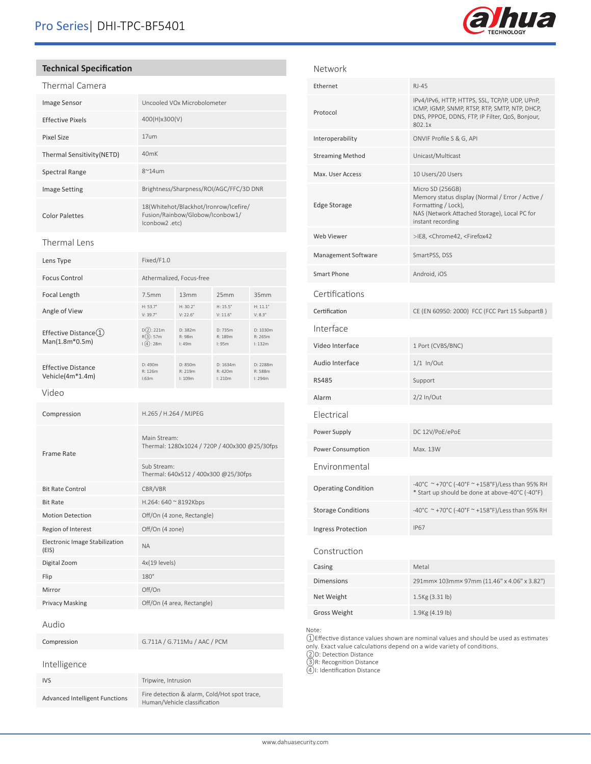## Technical Specification

### Thermal Camera

| | |
|---|---|
| Image Sensor | Uncooled VOx Microbolometer |
| Effective Pixels | 400(H)x300(V) |
| Pixel Size | 17um |
| Thermal Sensitivity(NETD) | 40mK |
| Spectral Range | 8~14um |
| Image Setting | Brightness/Sharpness/ROI/AGC/FFC/3D DNR |
| Color Palettes | 18(Whitehot/Blackhot/Ironrow/Icefire/ Fusion/Rainbow/Globow/Iconbow1/ Iconbow2 .etc) |

### Thermal Lens

| | | | | |
|---|---|---|---|---|
| Lens Type | Fixed/F1.0 | | | |
| Focus Control | Athermalized, Focus-free | | | |
| Focal Length | 7.5mm | 13mm | 25mm | 35mm |
| Angle of View | H: 53.7° V: 39.7° | H: 30.2° V: 22.6° | H: 15.5° V: 11.6° | H: 11.1° V: 8.3° |
| Effective Distance① Man(1.8m*0.5m) | D②: 221m R③: 57m I④: 28m | D: 382m R: 98m I: 49m | D: 735m R: 189m I: 95m | D: 1030m R: 265m I: 132m |
| Effective Distance Vehicle(4m*1.4m) | D: 490m R: 126m I:63m | D: 850m R: 219m I: 109m | D: 1634m R: 420m I: 210m | D: 2288m R: 588m I: 294m |

### Video

| | |
|---|---|
| Compression | H.265 / H.264 / MJPEG |
| Frame Rate | Main Stream: Thermal: 1280x1024 / 720P / 400x300 @25/30fps |
| | Sub Stream: Thermal: 640x512 / 400x300 @25/30fps |
| Bit Rate Control | CBR/VBR |
| Bit Rate | H.264: 640 ~ 8192Kbps |
| Motion Detection | Off/On (4 zone, Rectangle) |
| Region of Interest | Off/On (4 zone) |
| Electronic Image Stabilization (EIS) | NA |
| Digital Zoom | 4x(19 levels) |
| Flip | 180° |
| Mirror | Off/On |
| Privacy Masking | Off/On (4 area, Rectangle) |

### Audio

| | |
|---|---|
| Compression | G.711A / G.711Mu / AAC / PCM |

### Intelligence

| | |
|---|---|
| IVS | Tripwire, Intrusion |
| Advanced Intelligent Functions | Fire detection & alarm, Cold/Hot spot trace, Human/Vehicle classification |

### Network

| | |
|---|---|
| Ethernet | RJ-45 |
| Protocol | IPv4/IPv6, HTTP, HTTPS, SSL, TCP/IP, UDP, UPnP, ICMP, IGMP, SNMP, RTSP, RTP, SMTP, NTP, DHCP, DNS, PPPOE, DDNS, FTP, IP Filter, QoS, Bonjour, 802.1x |
| Interoperability | ONVIF Profile S & G, API |
| Streaming Method | Unicast/Multicast |
| Max. User Access | 10 Users/20 Users |
| Edge Storage | Micro SD (256GB) Memory status display (Normal / Error / Active / Formatting / Lock), NAS (Network Attached Storage), Local PC for instant recording |
| Web Viewer | >IE8, <Chrome42, <Firefox42 |
| Management Software | SmartPSS, DSS |
| Smart Phone | Android, iOS |

### Certifications

| | |
|---|---|
| Certification | CE (EN 60950: 2000) FCC (FCC Part 15 SubpartB ) |

### Interface

| | |
|---|---|
| Video Interface | 1 Port (CVBS/BNC) |
| Audio Interface | 1/1 In/Out |
| RS485 | Support |
| Alarm | 2/2 In/Out |

### Electrical

| | |
|---|---|
| Power Supply | DC 12V/PoE/ePoE |
| Power Consumption | Max. 13W |

### Environmental

| | |
|---|---|
| Operating Condition | -40°C ~ +70°C (-40°F ~ +158°F)/Less than 95% RH * Start up should be done at above-40°C (-40°F) |
| Storage Conditions | -40°C ~ +70°C (-40°F ~ +158°F)/Less than 95% RH |
| Ingress Protection | IP67 |

### Construction

| | |
|---|---|
| Casing | Metal |
| Dimensions | 291mm× 103mm× 97mm (11.46" x 4.06" x 3.82") |
| Net Weight | 1.5Kg (3.31 lb) |
| Gross Weight | 1.9Kg (4.19 lb) |

Note:
①Effective distance values shown are nominal values and should be used as estimates only. Exact value calculations depend on a wide variety of conditions.
②D: Detection Distance
③R: Recognition Distance
④I: Identification Distance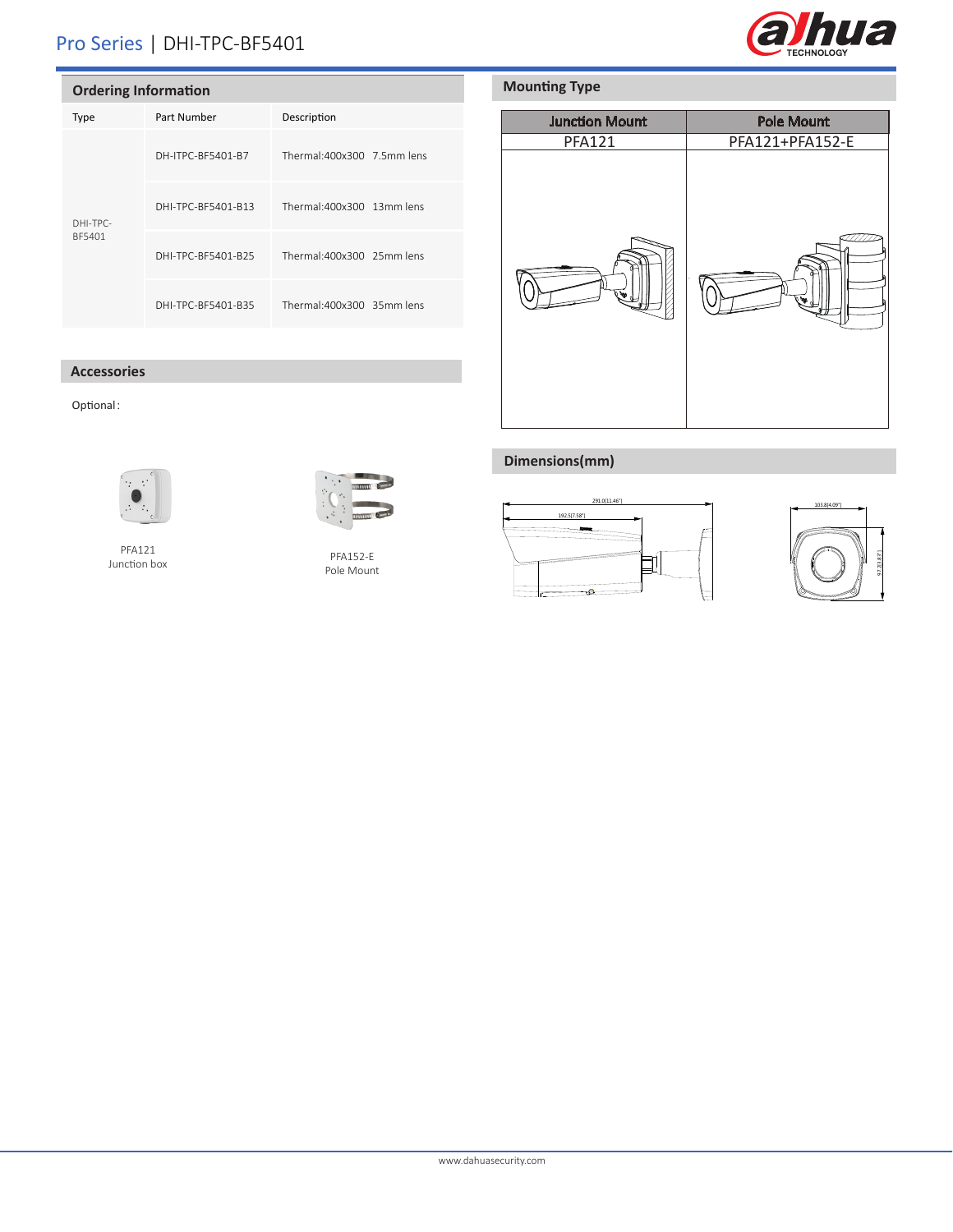## Ordering Information

| Type | Part Number | Description |
|---|---|---|
| DHI-TPC-BF5401 | DH-ITPC-BF5401-B7 | Thermal:400x300 7.5mm lens |
| | DHI-TPC-BF5401-B13 | Thermal:400x300 13mm lens |
| | DHI-TPC-BF5401-B25 | Thermal:400x300 25mm lens |
| | DHI-TPC-BF5401-B35 | Thermal:400x300 35mm lens |

## Accessories

Optional:

PFA121
Junction box

PFA152-E
Pole Mount

## Mounting Type

| Junction Mount | Pole Mount |
|---|---|
| PFA121 | PFA121+PFA152-E |

## Dimensions(mm)

291.0[11.46"]

192.5[7.58"]

103.8[4.09"]

97.2[3.83"]